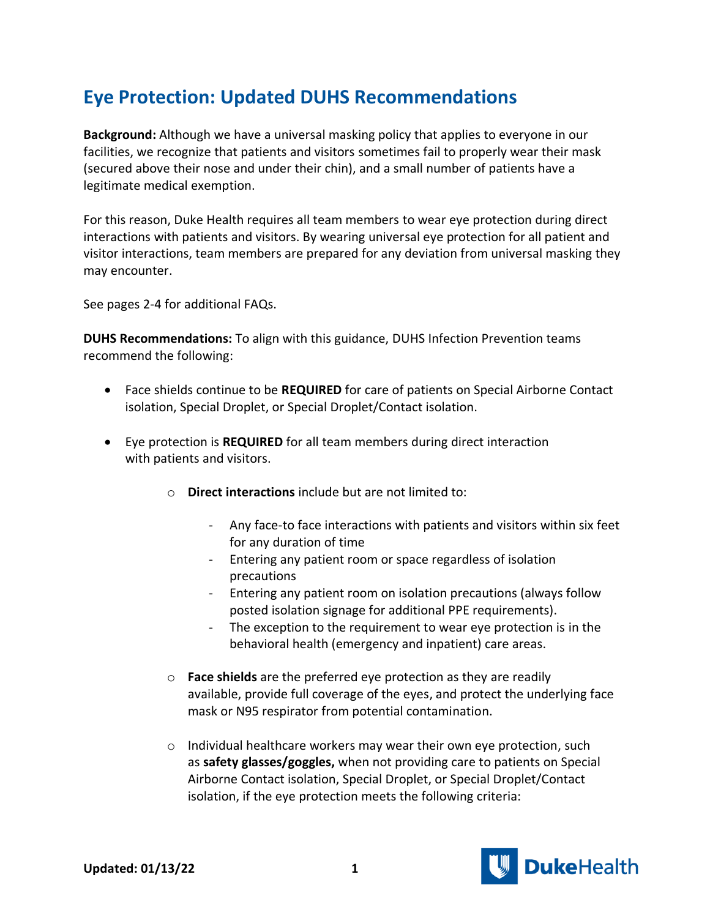# Eye Protection: Updated DUHS Recommendations

**Background:** Although we have a universal masking policy that applies to everyone in our facilities, we recognize that patients and visitors sometimes fail to properly wear their mask (secured above their nose and under their chin), and a small number of patients have a legitimate medical exemption.

For this reason, Duke Health requires all team members to wear eye protection during direct interactions with patients and visitors. By wearing universal eye protection for all patient and visitor interactions, team members are prepared for any deviation from universal masking they may encounter.

See pages 2-4 for additional FAQs.

**DUHS Recommendations:** To align with this guidance, DUHS Infection Prevention teams recommend the following:

- Face shields continue to be **REQUIRED** for care of patients on Special Airborne Contact isolation, Special Droplet, or Special Droplet/Contact isolation.

- Eye protection is **REQUIRED** for all team members during direct interaction with patients and visitors.

  - **Direct interactions** include but are not limited to:

    - Any face-to face interactions with patients and visitors within six feet for any duration of time
    - Entering any patient room or space regardless of isolation precautions
    - Entering any patient room on isolation precautions (always follow posted isolation signage for additional PPE requirements).
    - The exception to the requirement to wear eye protection is in the behavioral health (emergency and inpatient) care areas.

  - **Face shields** are the preferred eye protection as they are readily available, provide full coverage of the eyes, and protect the underlying face mask or N95 respirator from potential contamination.

  - Individual healthcare workers may wear their own eye protection, such as **safety glasses/goggles,** when not providing care to patients on Special Airborne Contact isolation, Special Droplet, or Special Droplet/Contact isolation, if the eye protection meets the following criteria:

Updated: 01/13/22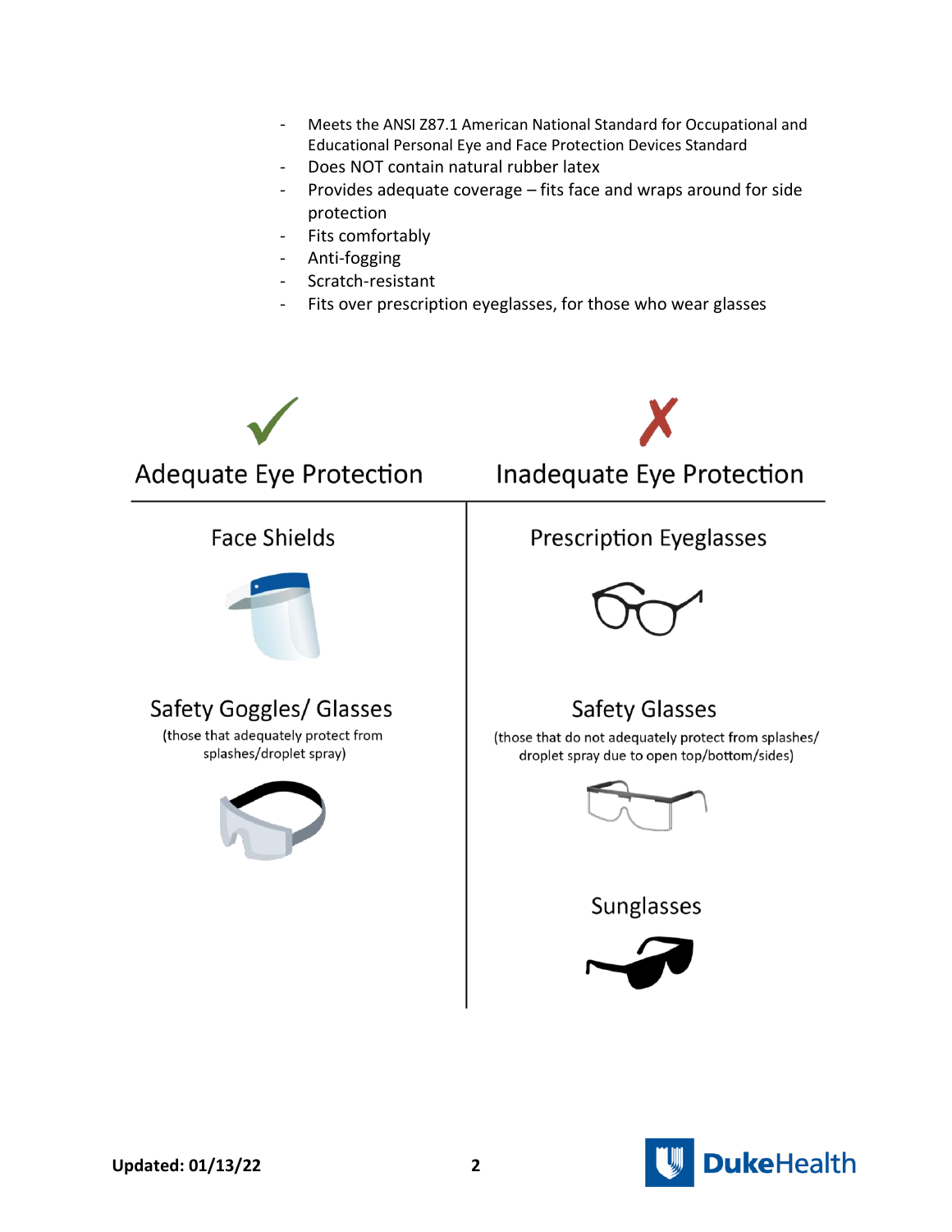- Meets the ANSI Z87.1 American National Standard for Occupational and Educational Personal Eye and Face Protection Devices Standard
- Does NOT contain natural rubber latex
- Provides adequate coverage – fits face and wraps around for side protection
- Fits comfortably
- Anti-fogging
- Scratch-resistant
- Fits over prescription eyeglasses, for those who wear glasses

| ✓ Adequate Eye Protection | ✗ Inadequate Eye Protection |
| --- | --- |
| Face Shields | Prescription Eyeglasses |
| Safety Goggles/ Glasses (those that adequately protect from splashes/droplet spray) | Safety Glasses (those that do not adequately protect from splashes/ droplet spray due to open top/bottom/sides) |
| | Sunglasses |

**Updated: 01/13/22**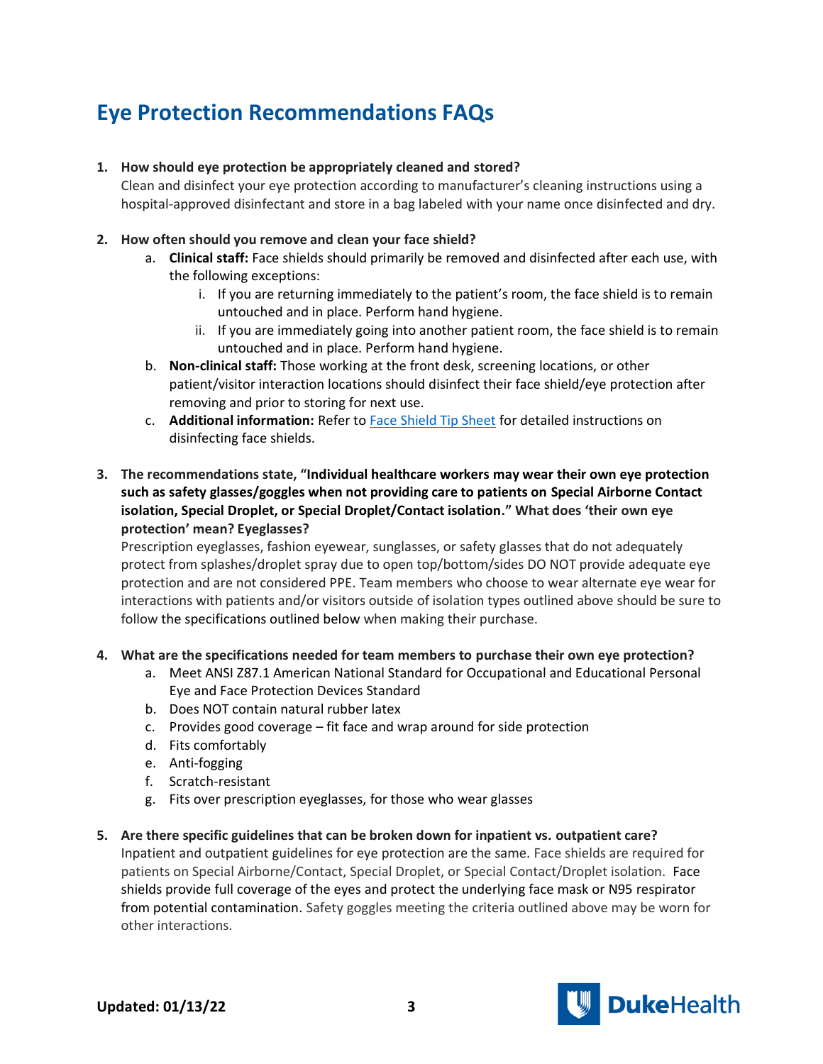# Eye Protection Recommendations FAQs

1. **How should eye protection be appropriately cleaned and stored?**
   Clean and disinfect your eye protection according to manufacturer's cleaning instructions using a hospital-approved disinfectant and store in a bag labeled with your name once disinfected and dry.

2. **How often should you remove and clean your face shield?**
   a. **Clinical staff:** Face shields should primarily be removed and disinfected after each use, with the following exceptions:
      i. If you are returning immediately to the patient's room, the face shield is to remain untouched and in place. Perform hand hygiene.
      ii. If you are immediately going into another patient room, the face shield is to remain untouched and in place. Perform hand hygiene.
   b. **Non-clinical staff:** Those working at the front desk, screening locations, or other patient/visitor interaction locations should disinfect their face shield/eye protection after removing and prior to storing for next use.
   c. **Additional information:** Refer to Face Shield Tip Sheet for detailed instructions on disinfecting face shields.

3. **The recommendations state, "Individual healthcare workers may wear their own eye protection such as safety glasses/goggles when not providing care to patients on Special Airborne Contact isolation, Special Droplet, or Special Droplet/Contact isolation." What does 'their own eye protection' mean? Eyeglasses?**
   Prescription eyeglasses, fashion eyewear, sunglasses, or safety glasses that do not adequately protect from splashes/droplet spray due to open top/bottom/sides DO NOT provide adequate eye protection and are not considered PPE. Team members who choose to wear alternate eye wear for interactions with patients and/or visitors outside of isolation types outlined above should be sure to follow the specifications outlined below when making their purchase.

4. **What are the specifications needed for team members to purchase their own eye protection?**
   a. Meet ANSI Z87.1 American National Standard for Occupational and Educational Personal Eye and Face Protection Devices Standard
   b. Does NOT contain natural rubber latex
   c. Provides good coverage – fit face and wrap around for side protection
   d. Fits comfortably
   e. Anti-fogging
   f. Scratch-resistant
   g. Fits over prescription eyeglasses, for those who wear glasses

5. **Are there specific guidelines that can be broken down for inpatient vs. outpatient care?**
   Inpatient and outpatient guidelines for eye protection are the same. Face shields are required for patients on Special Airborne/Contact, Special Droplet, or Special Contact/Droplet isolation. Face shields provide full coverage of the eyes and protect the underlying face mask or N95 respirator from potential contamination. Safety goggles meeting the criteria outlined above may be worn for other interactions.

**Updated: 01/13/22**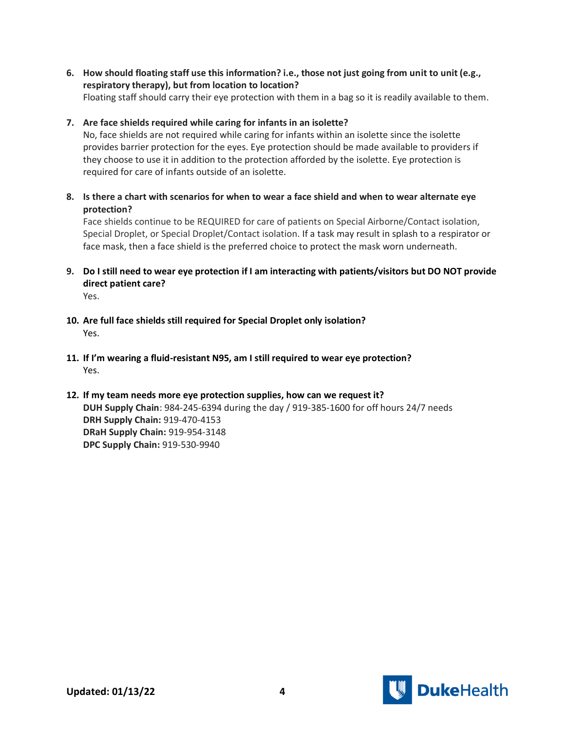6. **How should floating staff use this information? i.e., those not just going from unit to unit (e.g., respiratory therapy), but from location to location?**
   Floating staff should carry their eye protection with them in a bag so it is readily available to them.

7. **Are face shields required while caring for infants in an isolette?**
   No, face shields are not required while caring for infants within an isolette since the isolette provides barrier protection for the eyes. Eye protection should be made available to providers if they choose to use it in addition to the protection afforded by the isolette. Eye protection is required for care of infants outside of an isolette.

8. **Is there a chart with scenarios for when to wear a face shield and when to wear alternate eye protection?**
   Face shields continue to be REQUIRED for care of patients on Special Airborne/Contact isolation, Special Droplet, or Special Droplet/Contact isolation. If a task may result in splash to a respirator or face mask, then a face shield is the preferred choice to protect the mask worn underneath.

9. **Do I still need to wear eye protection if I am interacting with patients/visitors but DO NOT provide direct patient care?**
   Yes.

10. **Are full face shields still required for Special Droplet only isolation?**
    Yes.

11. **If I'm wearing a fluid-resistant N95, am I still required to wear eye protection?**
    Yes.

12. **If my team needs more eye protection supplies, how can we request it?**
    **DUH Supply Chain**: 984-245-6394 during the day / 919-385-1600 for off hours 24/7 needs
    **DRH Supply Chain:** 919-470-4153
    **DRaH Supply Chain:** 919-954-3148
    **DPC Supply Chain:** 919-530-9940

**Updated: 01/13/22**